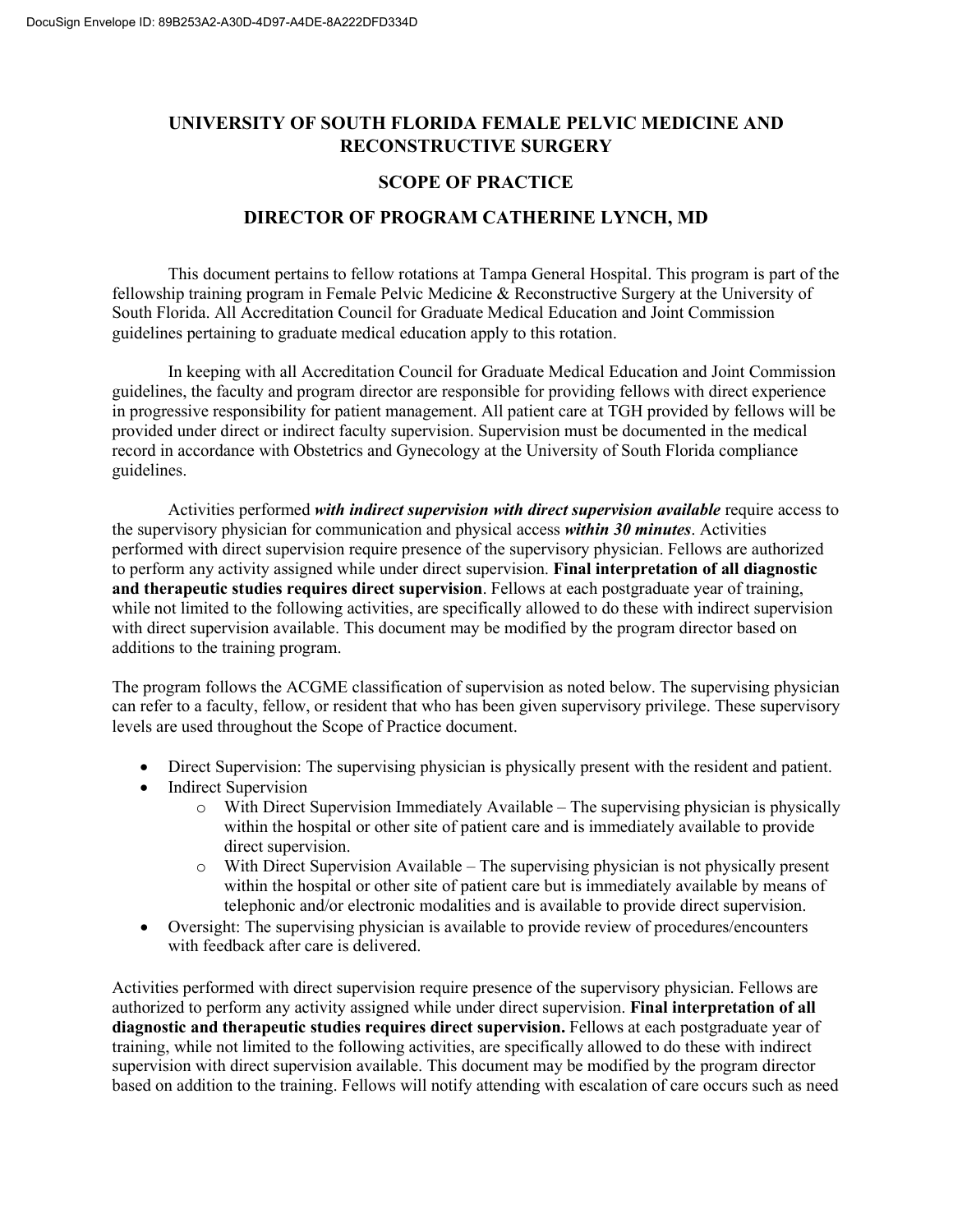# UNIVERSITY OF SOUTH FLORIDA FEMALE PELVIC MEDICINE AND RECONSTRUCTIVE SURGERY

## SCOPE OF PRACTICE

## DIRECTOR OF PROGRAM CATHERINE LYNCH, MD

This document pertains to fellow rotations at Tampa General Hospital. This program is part of the fellowship training program in Female Pelvic Medicine & Reconstructive Surgery at the University of South Florida. All Accreditation Council for Graduate Medical Education and Joint Commission guidelines pertaining to graduate medical education apply to this rotation.

In keeping with all Accreditation Council for Graduate Medical Education and Joint Commission guidelines, the faculty and program director are responsible for providing fellows with direct experience in progressive responsibility for patient management. All patient care at TGH provided by fellows will be provided under direct or indirect faculty supervision. Supervision must be documented in the medical record in accordance with Obstetrics and Gynecology at the University of South Florida compliance guidelines.

Activities performed ***with indirect supervision with direct supervision available*** require access to the supervisory physician for communication and physical access ***within 30 minutes***. Activities performed with direct supervision require presence of the supervisory physician. Fellows are authorized to perform any activity assigned while under direct supervision. **Final interpretation of all diagnostic and therapeutic studies requires direct supervision**. Fellows at each postgraduate year of training, while not limited to the following activities, are specifically allowed to do these with indirect supervision with direct supervision available. This document may be modified by the program director based on additions to the training program.

The program follows the ACGME classification of supervision as noted below. The supervising physician can refer to a faculty, fellow, or resident that who has been given supervisory privilege. These supervisory levels are used throughout the Scope of Practice document.

- Direct Supervision: The supervising physician is physically present with the resident and patient.
- Indirect Supervision
  - With Direct Supervision Immediately Available – The supervising physician is physically within the hospital or other site of patient care and is immediately available to provide direct supervision.
  - With Direct Supervision Available – The supervising physician is not physically present within the hospital or other site of patient care but is immediately available by means of telephonic and/or electronic modalities and is available to provide direct supervision.
- Oversight: The supervising physician is available to provide review of procedures/encounters with feedback after care is delivered.

Activities performed with direct supervision require presence of the supervisory physician. Fellows are authorized to perform any activity assigned while under direct supervision. **Final interpretation of all diagnostic and therapeutic studies requires direct supervision.** Fellows at each postgraduate year of training, while not limited to the following activities, are specifically allowed to do these with indirect supervision with direct supervision available. This document may be modified by the program director based on addition to the training. Fellows will notify attending with escalation of care occurs such as need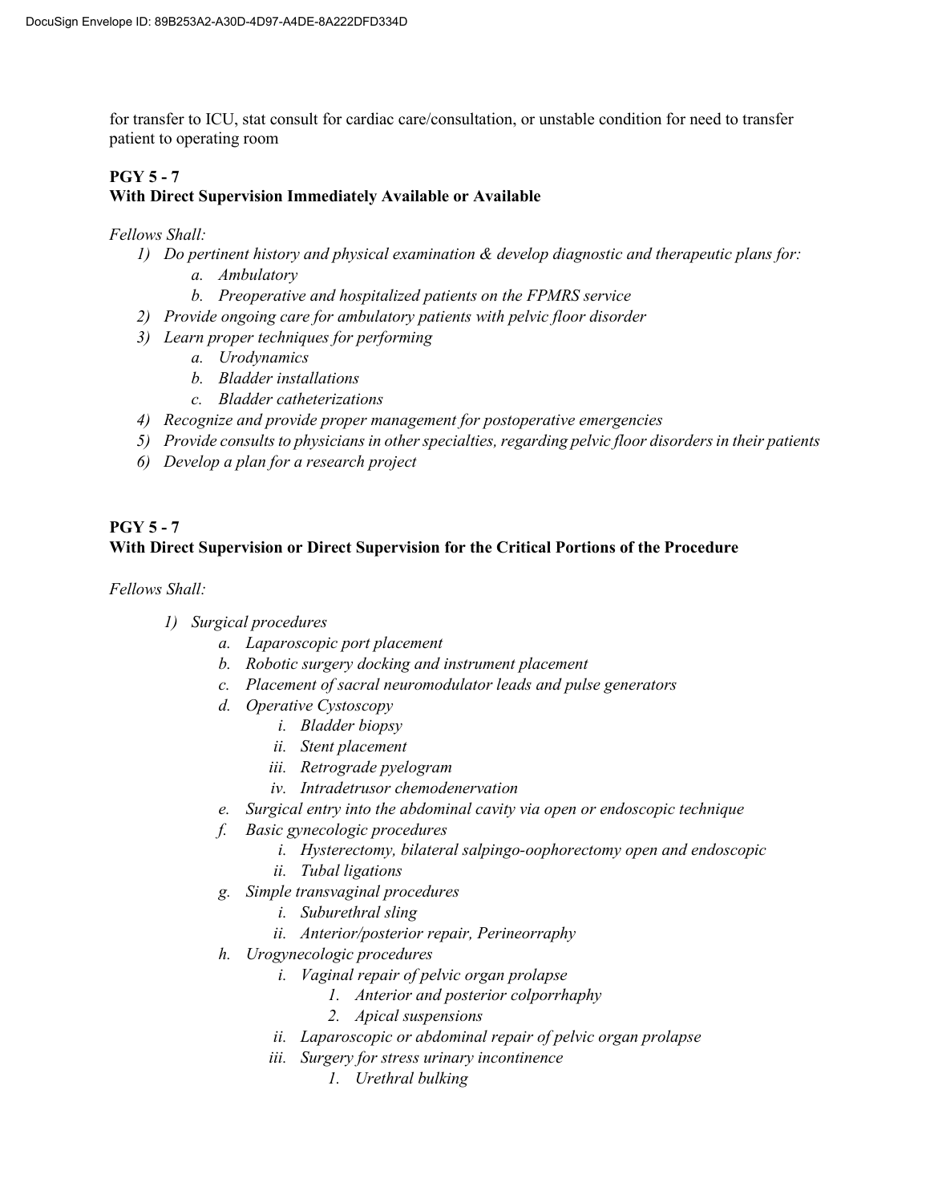for transfer to ICU, stat consult for cardiac care/consultation, or unstable condition for need to transfer patient to operating room

**PGY 5 - 7**
**With Direct Supervision Immediately Available or Available**

*Fellows Shall:*

1) *Do pertinent history and physical examination & develop diagnostic and therapeutic plans for:*
    a. *Ambulatory*
    b. *Preoperative and hospitalized patients on the FPMRS service*
2) *Provide ongoing care for ambulatory patients with pelvic floor disorder*
3) *Learn proper techniques for performing*
    a. *Urodynamics*
    b. *Bladder installations*
    c. *Bladder catheterizations*
4) *Recognize and provide proper management for postoperative emergencies*
5) *Provide consults to physicians in other specialties, regarding pelvic floor disorders in their patients*
6) *Develop a plan for a research project*

**PGY 5 - 7**
**With Direct Supervision or Direct Supervision for the Critical Portions of the Procedure**

*Fellows Shall:*

1) *Surgical procedures*
    a. *Laparoscopic port placement*
    b. *Robotic surgery docking and instrument placement*
    c. *Placement of sacral neuromodulator leads and pulse generators*
    d. *Operative Cystoscopy*
        i. *Bladder biopsy*
        ii. *Stent placement*
        iii. *Retrograde pyelogram*
        iv. *Intradetrusor chemodenervation*
    e. *Surgical entry into the abdominal cavity via open or endoscopic technique*
    f. *Basic gynecologic procedures*
        i. *Hysterectomy, bilateral salpingo-oophorectomy open and endoscopic*
        ii. *Tubal ligations*
    g. *Simple transvaginal procedures*
        i. *Suburethral sling*
        ii. *Anterior/posterior repair, Perineorraphy*
    h. *Urogynecologic procedures*
        i. *Vaginal repair of pelvic organ prolapse*
            1. *Anterior and posterior colporrhaphy*
            2. *Apical suspensions*
        ii. *Laparoscopic or abdominal repair of pelvic organ prolapse*
        iii. *Surgery for stress urinary incontinence*
            1. *Urethral bulking*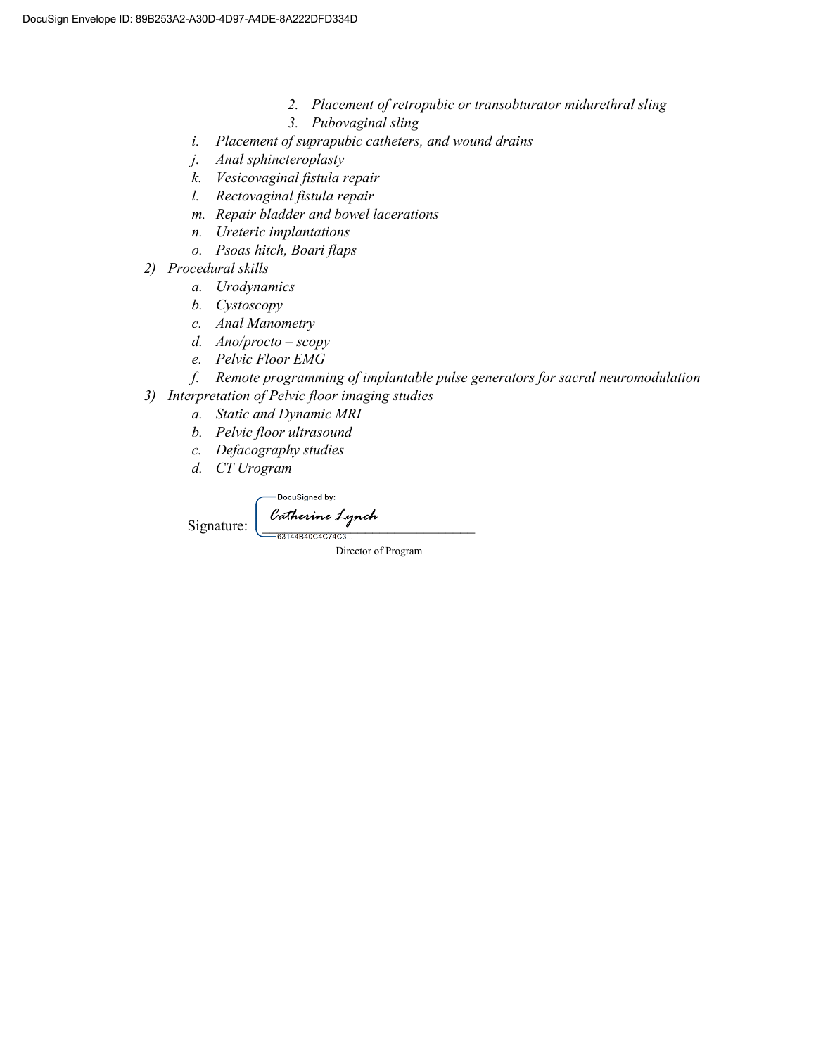2. *Placement of retropubic or transobturator midurethral sling*
        3. *Pubovaginal sling*

    i. *Placement of suprapubic catheters, and wound drains*
    j. *Anal sphincteroplasty*
    k. *Vesicovaginal fistula repair*
    l. *Rectovaginal fistula repair*
    m. *Repair bladder and bowel lacerations*
    n. *Ureteric implantations*
    o. *Psoas hitch, Boari flaps*

2) *Procedural skills*
    a. *Urodynamics*
    b. *Cystoscopy*
    c. *Anal Manometry*
    d. *Ano/procto – scopy*
    e. *Pelvic Floor EMG*
    f. *Remote programming of implantable pulse generators for sacral neuromodulation*
3) *Interpretation of Pelvic floor imaging studies*
    a. *Static and Dynamic MRI*
    b. *Pelvic floor ultrasound*
    c. *Defacography studies*
    d. *CT Urogram*

Signature: DocuSigned by: Catherine Lynch
63144B40C4C74C3...

Director of Program